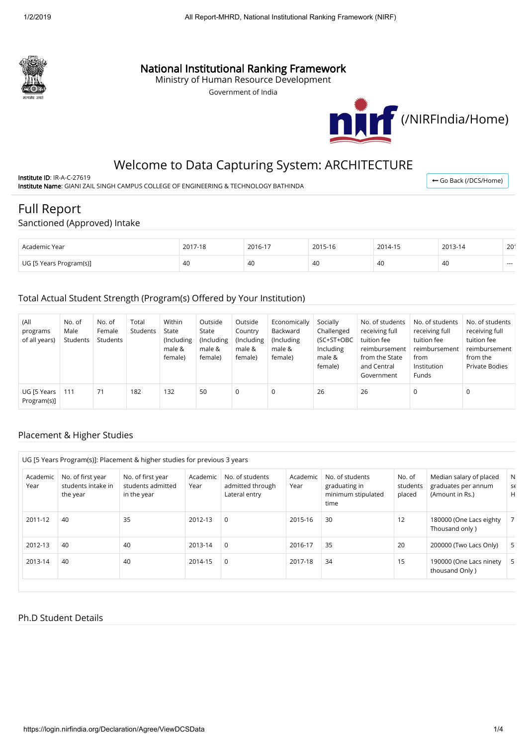# National Institutional Ranking Framework

Ministry of Human Resource Development

Government of India

(/NIRFIndia/Home)

## Welcome to Data Capturing System: ARCHITECTURE

**Institute ID**: IR-A-C-27619

**Institute Name**: GIANI ZAIL SINGH CAMPUS COLLEGE OF ENGINEERING & TECHNOLOGY BATHINDA

Go Back (/DCS/Home)

# Full Report

## Sanctioned (Approved) Intake

| Academic Year | 2017-18 | 2016-17 | 2015-16 | 2014-15 | 2013-14 | 201 |
|---|---|---|---|---|---|---|
| UG [5 Years Program(s)] | 40 | 40 | 40 | 40 | 40 | --- |

## Total Actual Student Strength (Program(s) Offered by Your Institution)

| (All programs of all years) | No. of Male Students | No. of Female Students | Total Students | Within State (Including male & female) | Outside State (Including male & female) | Outside Country (Including male & female) | Economically Backward (Including male & female) | Socially Challenged (SC+ST+OBC Including male & female) | No. of students receiving full tuition fee reimbursement from the State and Central Government | No. of students receiving full tuition fee reimbursement from Institution Funds | No. of students receiving full tuition fee reimbursement from the Private Bodies |
|---|---|---|---|---|---|---|---|---|---|---|---|
| UG [5 Years Program(s)] | 111 | 71 | 182 | 132 | 50 | 0 | 0 | 26 | 26 | 0 | 0 |

## Placement & Higher Studies

UG [5 Years Program(s)]: Placement & higher studies for previous 3 years

| Academic Year | No. of first year students intake in the year | No. of first year students admitted in the year | Academic Year | No. of students admitted through Lateral entry | Academic Year | No. of students graduating in minimum stipulated time | No. of students placed | Median salary of placed graduates per annum (Amount in Rs.) | N se H |
|---|---|---|---|---|---|---|---|---|---|
| 2011-12 | 40 | 35 | 2012-13 | 0 | 2015-16 | 30 | 12 | 180000 (One Lacs eighty Thousand only ) | 7 |
| 2012-13 | 40 | 40 | 2013-14 | 0 | 2016-17 | 35 | 20 | 200000 (Two Lacs Only) | 5 |
| 2013-14 | 40 | 40 | 2014-15 | 0 | 2017-18 | 34 | 15 | 190000 (One Lacs ninety thousand Only ) | 5 |

## Ph.D Student Details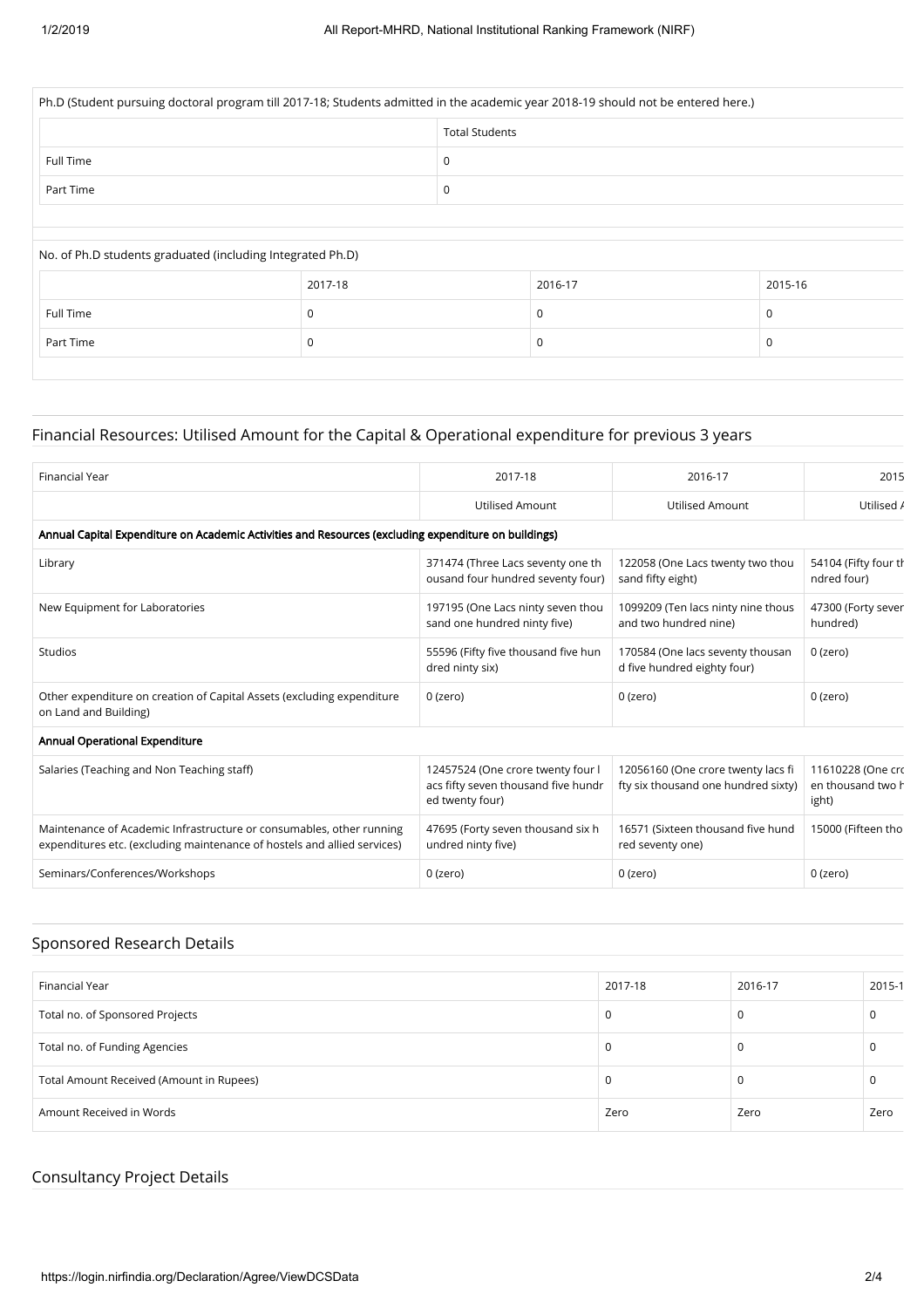Ph.D (Student pursuing doctoral program till 2017-18; Students admitted in the academic year 2018-19 should not be entered here.)

| | Total Students |
|---|---|
| Full Time | 0 |
| Part Time | 0 |

No. of Ph.D students graduated (including Integrated Ph.D)

| | 2017-18 | 2016-17 | 2015-16 |
|---|---|---|---|
| Full Time | 0 | 0 | 0 |
| Part Time | 0 | 0 | 0 |

## Financial Resources: Utilised Amount for the Capital & Operational expenditure for previous 3 years

| Financial Year | 2017-18 | 2016-17 | 2015 |
|---|---|---|---|
| | Utilised Amount | Utilised Amount | Utilised A |
| **Annual Capital Expenditure on Academic Activities and Resources (excluding expenditure on buildings)** | | | |
| Library | 371474 (Three Lacs seventy one thousand four hundred seventy four) | 122058 (One Lacs twenty two thousand fifty eight) | 54104 (Fifty four th ndred four) |
| New Equipment for Laboratories | 197195 (One Lacs ninty seven thousand one hundred ninty five) | 1099209 (Ten lacs ninty nine thousand and two hundred nine) | 47300 (Forty sever hundred) |
| Studios | 55596 (Fifty five thousand five hundred ninty six) | 170584 (One lacs seventy thousand five hundred eighty four) | 0 (zero) |
| Other expenditure on creation of Capital Assets (excluding expenditure on Land and Building) | 0 (zero) | 0 (zero) | 0 (zero) |
| **Annual Operational Expenditure** | | | |
| Salaries (Teaching and Non Teaching staff) | 12457524 (One crore twenty four lacs fifty seven thousand five hundred twenty four) | 12056160 (One crore twenty lacs fifty six thousand one hundred sixty) | 11610228 (One cro en thousand two h ight) |
| Maintenance of Academic Infrastructure or consumables, other running expenditures etc. (excluding maintenance of hostels and allied services) | 47695 (Forty seven thousand six hundred ninty five) | 16571 (Sixteen thousand five hundred seventy one) | 15000 (Fifteen tho |
| Seminars/Conferences/Workshops | 0 (zero) | 0 (zero) | 0 (zero) |

## Sponsored Research Details

| Financial Year | 2017-18 | 2016-17 | 2015-1 |
|---|---|---|---|
| Total no. of Sponsored Projects | 0 | 0 | 0 |
| Total no. of Funding Agencies | 0 | 0 | 0 |
| Total Amount Received (Amount in Rupees) | 0 | 0 | 0 |
| Amount Received in Words | Zero | Zero | Zero |

## Consultancy Project Details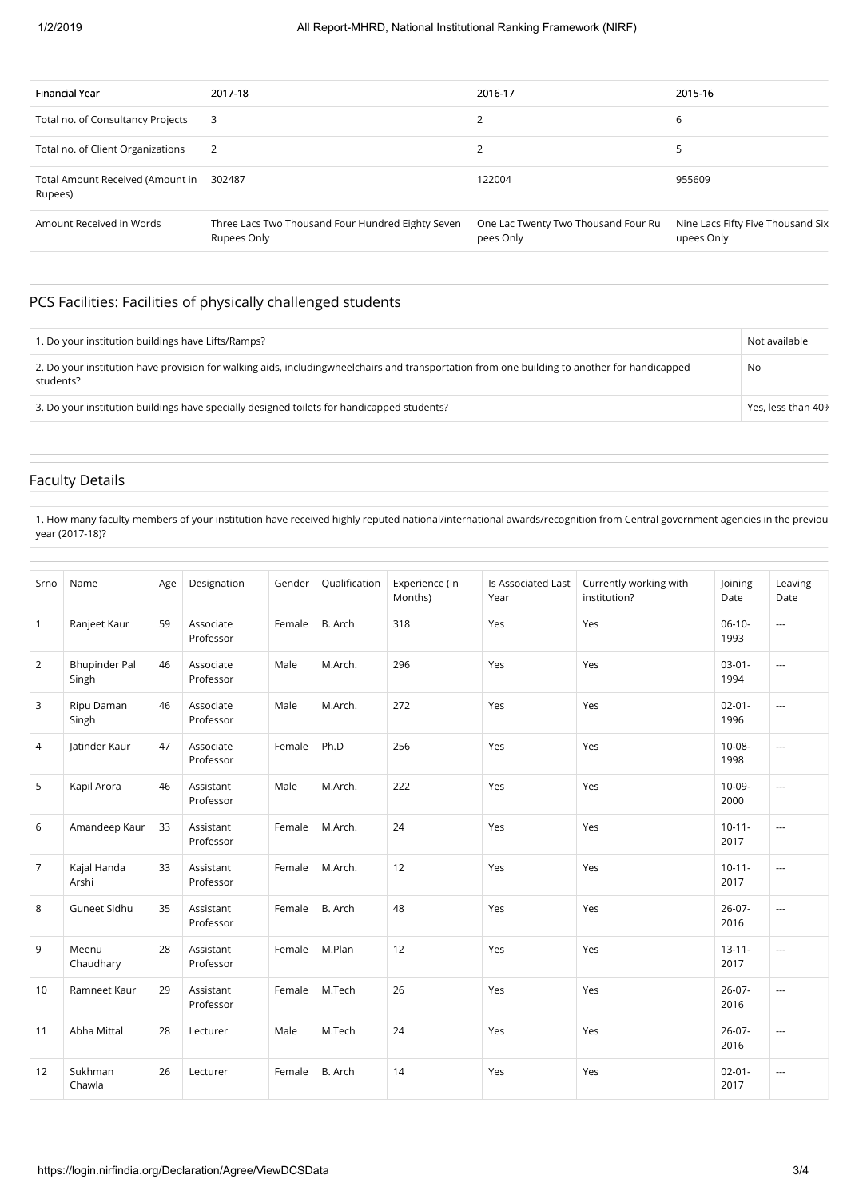| Financial Year | 2017-18 | 2016-17 | 2015-16 |
|---|---|---|---|
| Total no. of Consultancy Projects | 3 | 2 | 6 |
| Total no. of Client Organizations | 2 | 2 | 5 |
| Total Amount Received (Amount in Rupees) | 302487 | 122004 | 955609 |
| Amount Received in Words | Three Lacs Two Thousand Four Hundred Eighty Seven Rupees Only | One Lac Twenty Two Thousand Four Ru pees Only | Nine Lacs Fifty Five Thousand Six upees Only |

## PCS Facilities: Facilities of physically challenged students

| | |
|---|---|
| 1. Do your institution buildings have Lifts/Ramps? | Not available |
| 2. Do your institution have provision for walking aids, includingwheelchairs and transportation from one building to another for handicapped students? | No |
| 3. Do your institution buildings have specially designed toilets for handicapped students? | Yes, less than 40% |

## Faculty Details

1. How many faculty members of your institution have received highly reputed national/international awards/recognition from Central government agencies in the previou year (2017-18)?

| Srno | Name | Age | Designation | Gender | Qualification | Experience (In Months) | Is Associated Last Year | Currently working with institution? | Joining Date | Leaving Date |
|---|---|---|---|---|---|---|---|---|---|---|
| 1 | Ranjeet Kaur | 59 | Associate Professor | Female | B. Arch | 318 | Yes | Yes | 06-10-1993 | --- |
| 2 | Bhupinder Pal Singh | 46 | Associate Professor | Male | M.Arch. | 296 | Yes | Yes | 03-01-1994 | --- |
| 3 | Ripu Daman Singh | 46 | Associate Professor | Male | M.Arch. | 272 | Yes | Yes | 02-01-1996 | --- |
| 4 | Jatinder Kaur | 47 | Associate Professor | Female | Ph.D | 256 | Yes | Yes | 10-08-1998 | --- |
| 5 | Kapil Arora | 46 | Assistant Professor | Male | M.Arch. | 222 | Yes | Yes | 10-09-2000 | --- |
| 6 | Amandeep Kaur | 33 | Assistant Professor | Female | M.Arch. | 24 | Yes | Yes | 10-11-2017 | --- |
| 7 | Kajal Handa Arshi | 33 | Assistant Professor | Female | M.Arch. | 12 | Yes | Yes | 10-11-2017 | --- |
| 8 | Guneet Sidhu | 35 | Assistant Professor | Female | B. Arch | 48 | Yes | Yes | 26-07-2016 | --- |
| 9 | Meenu Chaudhary | 28 | Assistant Professor | Female | M.Plan | 12 | Yes | Yes | 13-11-2017 | --- |
| 10 | Ramneet Kaur | 29 | Assistant Professor | Female | M.Tech | 26 | Yes | Yes | 26-07-2016 | --- |
| 11 | Abha Mittal | 28 | Lecturer | Male | M.Tech | 24 | Yes | Yes | 26-07-2016 | --- |
| 12 | Sukhman Chawla | 26 | Lecturer | Female | B. Arch | 14 | Yes | Yes | 02-01-2017 | --- |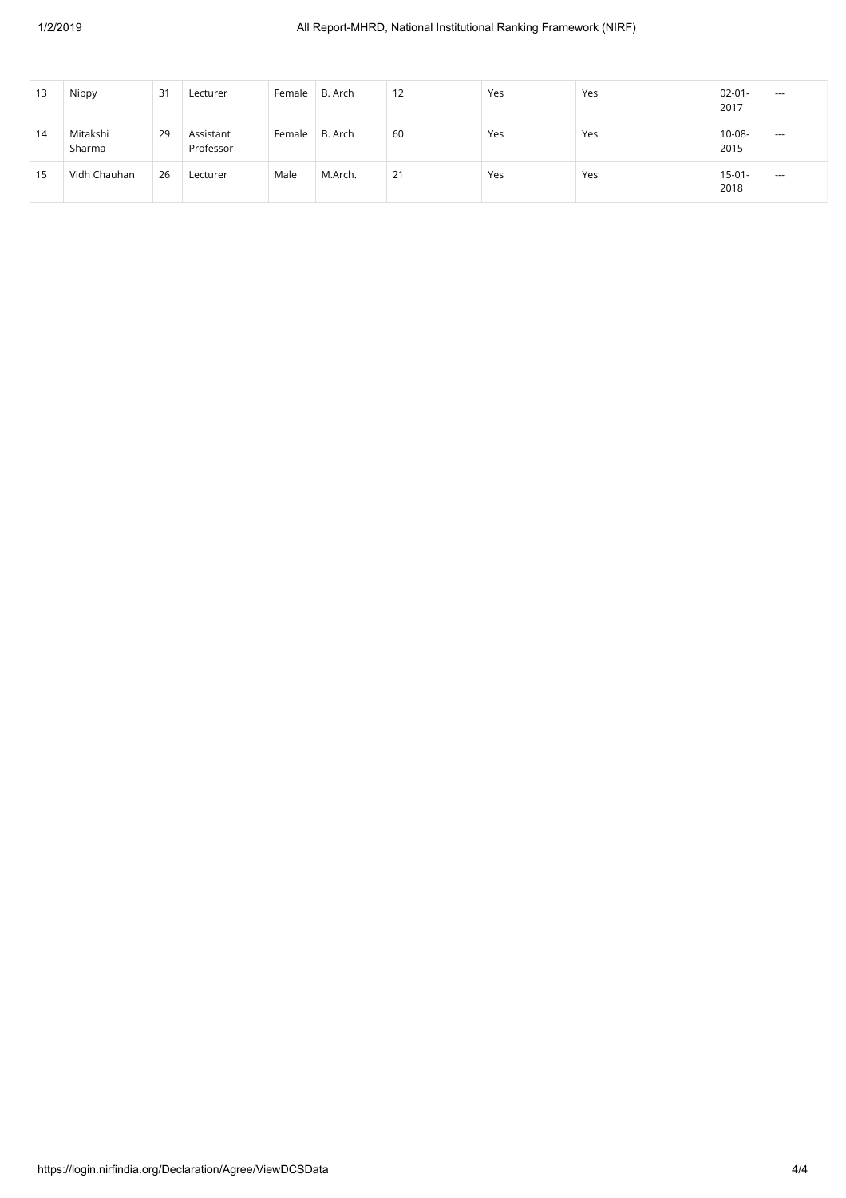| | | | | | | | | | | |
|---|---|---|---|---|---|---|---|---|---|---|
| 13 | Nippy | 31 | Lecturer | Female | B. Arch | 12 | Yes | Yes | 02-01-2017 | --- |
| 14 | Mitakshi Sharma | 29 | Assistant Professor | Female | B. Arch | 60 | Yes | Yes | 10-08-2015 | --- |
| 15 | Vidh Chauhan | 26 | Lecturer | Male | M.Arch. | 21 | Yes | Yes | 15-01-2018 | --- |